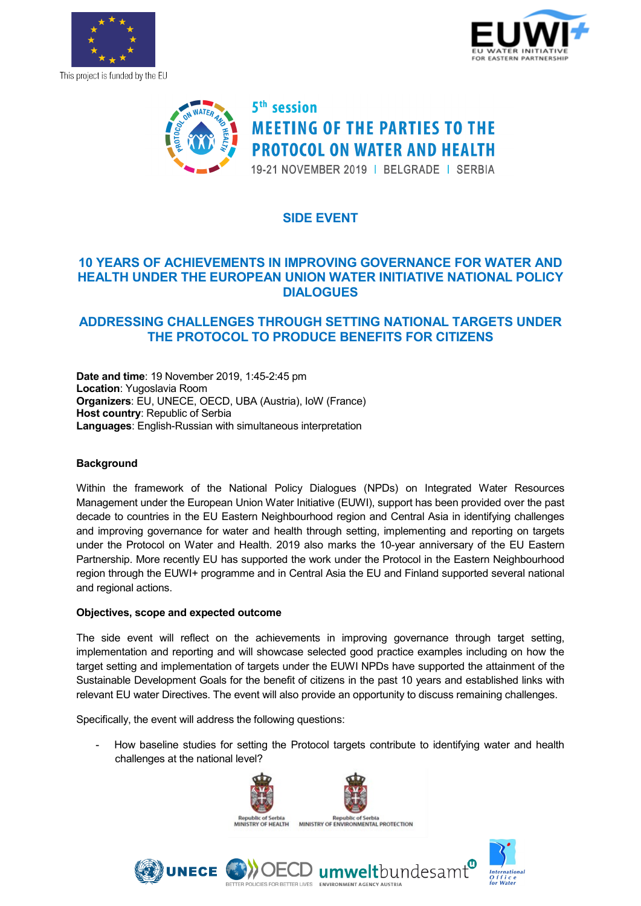This project is funded by the EU

5th session

**MEETING OF THE PARTIES TO THE PROTOCOL ON WATER AND HEALTH**

19-21 NOVEMBER 2019 | BELGRADE | SERBIA

## SIDE EVENT

## 10 YEARS OF ACHIEVEMENTS IN IMPROVING GOVERNANCE FOR WATER AND HEALTH UNDER THE EUROPEAN UNION WATER INITIATIVE NATIONAL POLICY DIALOGUES

## ADDRESSING CHALLENGES THROUGH SETTING NATIONAL TARGETS UNDER THE PROTOCOL TO PRODUCE BENEFITS FOR CITIZENS

**Date and time**: 19 November 2019, 1:45-2:45 pm
**Location**: Yugoslavia Room
**Organizers**: EU, UNECE, OECD, UBA (Austria), IoW (France)
**Host country**: Republic of Serbia
**Languages**: English-Russian with simultaneous interpretation

**Background**

Within the framework of the National Policy Dialogues (NPDs) on Integrated Water Resources Management under the European Union Water Initiative (EUWI), support has been provided over the past decade to countries in the EU Eastern Neighbourhood region and Central Asia in identifying challenges and improving governance for water and health through setting, implementing and reporting on targets under the Protocol on Water and Health. 2019 also marks the 10-year anniversary of the EU Eastern Partnership. More recently EU has supported the work under the Protocol in the Eastern Neighbourhood region through the EUWI+ programme and in Central Asia the EU and Finland supported several national and regional actions.

**Objectives, scope and expected outcome**

The side event will reflect on the achievements in improving governance through target setting, implementation and reporting and will showcase selected good practice examples including on how the target setting and implementation of targets under the EUWI NPDs have supported the attainment of the Sustainable Development Goals for the benefit of citizens in the past 10 years and established links with relevant EU water Directives. The event will also provide an opportunity to discuss remaining challenges.

Specifically, the event will address the following questions:

- How baseline studies for setting the Protocol targets contribute to identifying water and health challenges at the national level?

Republic of Serbia MINISTRY OF HEALTH | Republic of Serbia MINISTRY OF ENVIRONMENTAL PROTECTION

UNECE | OECD BETTER POLICIES FOR BETTER LIVES | umweltbundesamt ENVIRONMENT AGENCY AUSTRIA | International Office for Water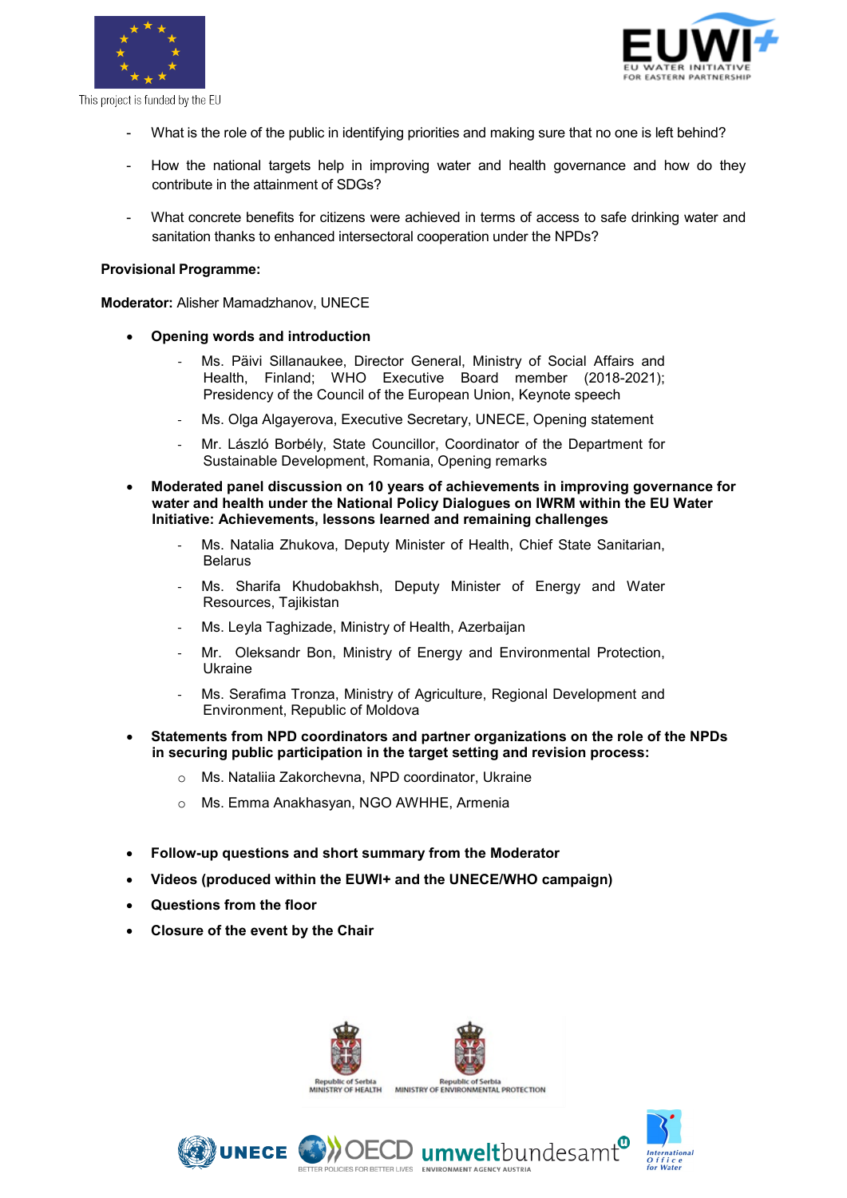- What is the role of the public in identifying priorities and making sure that no one is left behind?
- How the national targets help in improving water and health governance and how do they contribute in the attainment of SDGs?
- What concrete benefits for citizens were achieved in terms of access to safe drinking water and sanitation thanks to enhanced intersectoral cooperation under the NPDs?

**Provisional Programme:**

**Moderator:** Alisher Mamadzhanov, UNECE

- **Opening words and introduction**
  - Ms. Päivi Sillanaukee, Director General, Ministry of Social Affairs and Health, Finland; WHO Executive Board member (2018-2021); Presidency of the Council of the European Union, Keynote speech
  - Ms. Olga Algayerova, Executive Secretary, UNECE, Opening statement
  - Mr. László Borbély, State Councillor, Coordinator of the Department for Sustainable Development, Romania, Opening remarks
- **Moderated panel discussion on 10 years of achievements in improving governance for water and health under the National Policy Dialogues on IWRM within the EU Water Initiative: Achievements, lessons learned and remaining challenges**
  - Ms. Natalia Zhukova, Deputy Minister of Health, Chief State Sanitarian, Belarus
  - Ms. Sharifa Khudobakhsh, Deputy Minister of Energy and Water Resources, Tajikistan
  - Ms. Leyla Taghizade, Ministry of Health, Azerbaijan
  - Mr. Oleksandr Bon, Ministry of Energy and Environmental Protection, Ukraine
  - Ms. Serafima Tronza, Ministry of Agriculture, Regional Development and Environment, Republic of Moldova
- **Statements from NPD coordinators and partner organizations on the role of the NPDs in securing public participation in the target setting and revision process:**
  - Ms. Nataliia Zakorchevna, NPD coordinator, Ukraine
  - Ms. Emma Anakhasyan, NGO AWHHE, Armenia
- **Follow-up questions and short summary from the Moderator**
- **Videos (produced within the EUWI+ and the UNECE/WHO campaign)**
- **Questions from the floor**
- **Closure of the event by the Chair**